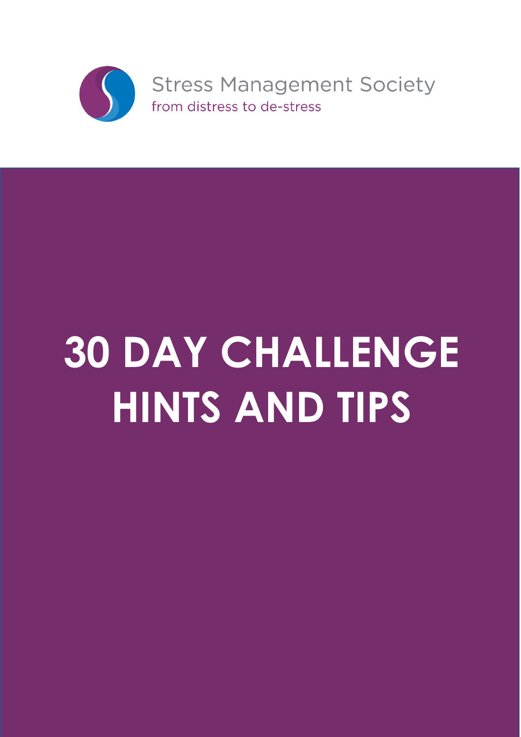Stress Management Society

from distress to de-stress

# 30 DAY CHALLENGE HINTS AND TIPS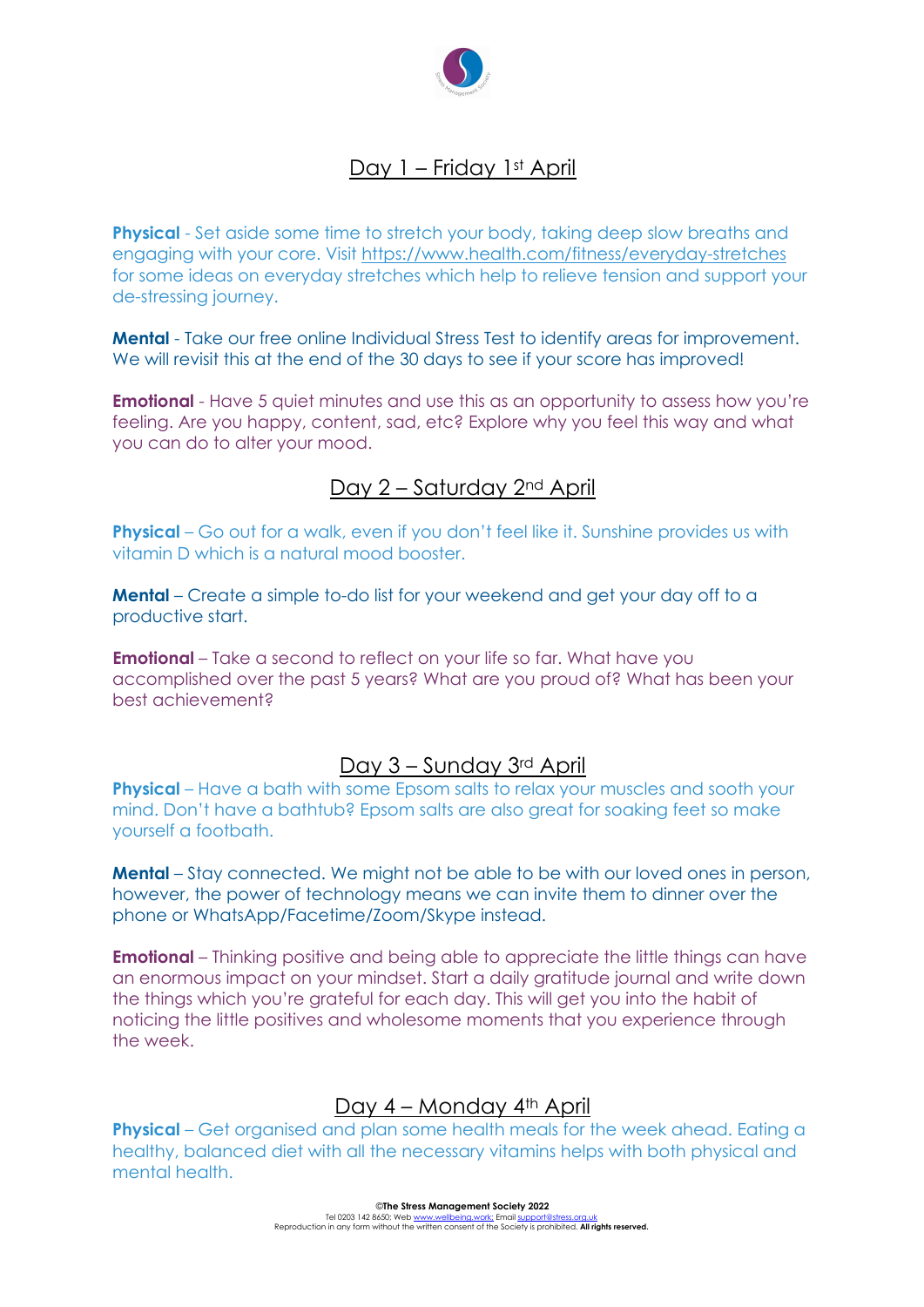## Day 1 – Friday 1st April

**Physical** - Set aside some time to stretch your body, taking deep slow breaths and engaging with your core. Visit https://www.health.com/fitness/everyday-stretches for some ideas on everyday stretches which help to relieve tension and support your de-stressing journey.

**Mental** - Take our free online Individual Stress Test to identify areas for improvement. We will revisit this at the end of the 30 days to see if your score has improved!

**Emotional** - Have 5 quiet minutes and use this as an opportunity to assess how you're feeling. Are you happy, content, sad, etc? Explore why you feel this way and what you can do to alter your mood.

## Day 2 – Saturday 2nd April

**Physical** – Go out for a walk, even if you don't feel like it. Sunshine provides us with vitamin D which is a natural mood booster.

**Mental** – Create a simple to-do list for your weekend and get your day off to a productive start.

**Emotional** – Take a second to reflect on your life so far. What have you accomplished over the past 5 years? What are you proud of? What has been your best achievement?

## Day 3 – Sunday 3rd April

**Physical** – Have a bath with some Epsom salts to relax your muscles and sooth your mind. Don't have a bathtub? Epsom salts are also great for soaking feet so make yourself a footbath.

**Mental** – Stay connected. We might not be able to be with our loved ones in person, however, the power of technology means we can invite them to dinner over the phone or WhatsApp/Facetime/Zoom/Skype instead.

**Emotional** – Thinking positive and being able to appreciate the little things can have an enormous impact on your mindset. Start a daily gratitude journal and write down the things which you're grateful for each day. This will get you into the habit of noticing the little positives and wholesome moments that you experience through the week.

## Day 4 – Monday 4th April

**Physical** – Get organised and plan some health meals for the week ahead. Eating a healthy, balanced diet with all the necessary vitamins helps with both physical and mental health.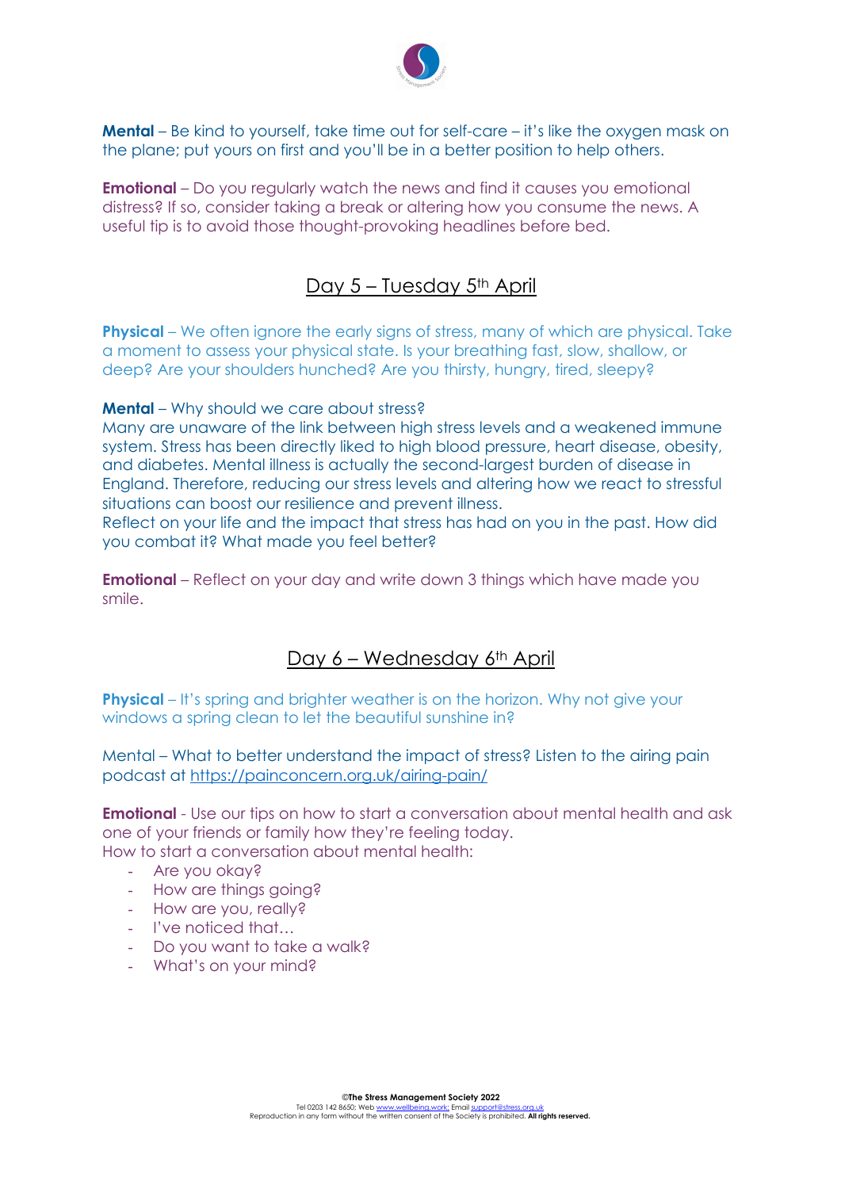**Mental** – Be kind to yourself, take time out for self-care – it's like the oxygen mask on the plane; put yours on first and you'll be in a better position to help others.

**Emotional** – Do you regularly watch the news and find it causes you emotional distress? If so, consider taking a break or altering how you consume the news. A useful tip is to avoid those thought-provoking headlines before bed.

## Day 5 – Tuesday 5th April

**Physical** – We often ignore the early signs of stress, many of which are physical. Take a moment to assess your physical state. Is your breathing fast, slow, shallow, or deep? Are your shoulders hunched? Are you thirsty, hungry, tired, sleepy?

**Mental** – Why should we care about stress?
Many are unaware of the link between high stress levels and a weakened immune system. Stress has been directly liked to high blood pressure, heart disease, obesity, and diabetes. Mental illness is actually the second-largest burden of disease in England. Therefore, reducing our stress levels and altering how we react to stressful situations can boost our resilience and prevent illness.
Reflect on your life and the impact that stress has had on you in the past. How did you combat it? What made you feel better?

**Emotional** – Reflect on your day and write down 3 things which have made you smile.

## Day 6 – Wednesday 6th April

**Physical** – It's spring and brighter weather is on the horizon. Why not give your windows a spring clean to let the beautiful sunshine in?

Mental – What to better understand the impact of stress? Listen to the airing pain podcast at https://painconcern.org.uk/airing-pain/

**Emotional** - Use our tips on how to start a conversation about mental health and ask one of your friends or family how they're feeling today.
How to start a conversation about mental health:

- Are you okay?
- How are things going?
- How are you, really?
- I've noticed that…
- Do you want to take a walk?
- What's on your mind?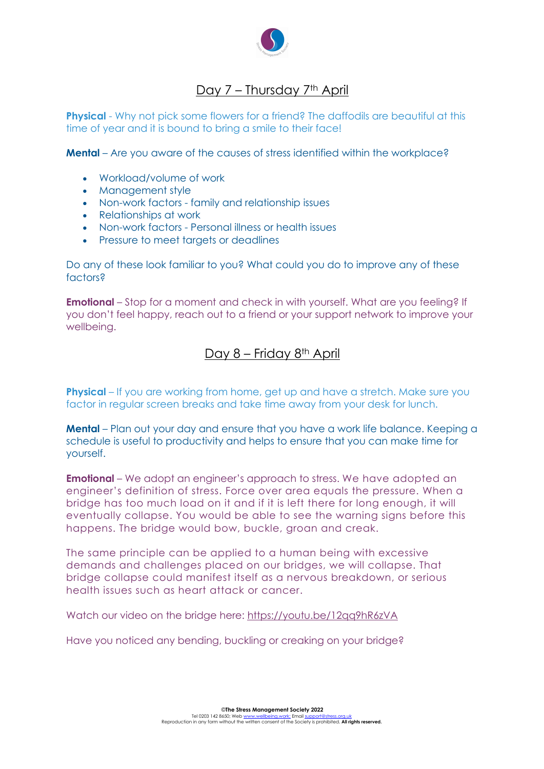## Day 7 – Thursday 7th April

**Physical** - Why not pick some flowers for a friend? The daffodils are beautiful at this time of year and it is bound to bring a smile to their face!

**Mental** – Are you aware of the causes of stress identified within the workplace?

- Workload/volume of work
- Management style
- Non-work factors - family and relationship issues
- Relationships at work
- Non-work factors - Personal illness or health issues
- Pressure to meet targets or deadlines

Do any of these look familiar to you? What could you do to improve any of these factors?

**Emotional** – Stop for a moment and check in with yourself. What are you feeling? If you don't feel happy, reach out to a friend or your support network to improve your wellbeing.

## Day 8 – Friday 8th April

**Physical** – If you are working from home, get up and have a stretch. Make sure you factor in regular screen breaks and take time away from your desk for lunch.

**Mental** – Plan out your day and ensure that you have a work life balance. Keeping a schedule is useful to productivity and helps to ensure that you can make time for yourself.

**Emotional** – We adopt an engineer's approach to stress. We have adopted an engineer's definition of stress. Force over area equals the pressure. When a bridge has too much load on it and if it is left there for long enough, it will eventually collapse. You would be able to see the warning signs before this happens. The bridge would bow, buckle, groan and creak.

The same principle can be applied to a human being with excessive demands and challenges placed on our bridges, we will collapse. That bridge collapse could manifest itself as a nervous breakdown, or serious health issues such as heart attack or cancer.

Watch our video on the bridge here: https://youtu.be/12qq9hR6zVA

Have you noticed any bending, buckling or creaking on your bridge?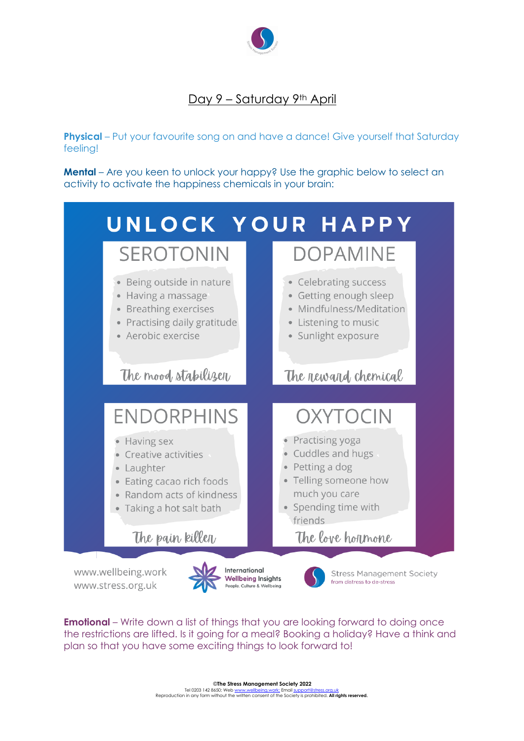## Day 9 – Saturday 9th April

**Physical** – Put your favourite song on and have a dance! Give yourself that Saturday feeling!

**Mental** – Are you keen to unlock your happy? Use the graphic below to select an activity to activate the happiness chemicals in your brain:

# UNLOCK YOUR HAPPY

### SEROTONIN

- Being outside in nature
- Having a massage
- Breathing exercises
- Practising daily gratitude
- Aerobic exercise

*The mood stabilizer*

### DOPAMINE

- Celebrating success
- Getting enough sleep
- Mindfulness/Meditation
- Listening to music
- Sunlight exposure

*The reward chemical*

### ENDORPHINS

- Having sex
- Creative activities
- Laughter
- Eating cacao rich foods
- Random acts of kindness
- Taking a hot salt bath

*The pain killer*

### OXYTOCIN

- Practising yoga
- Cuddles and hugs
- Petting a dog
- Telling someone how much you care
- Spending time with friends

*The love hormone*

www.wellbeing.work
www.stress.org.uk

International Wellbeing Insights – People, Culture & Wellbeing

Stress Management Society – from distress to de-stress

**Emotional** – Write down a list of things that you are looking forward to doing once the restrictions are lifted. Is it going for a meal? Booking a holiday? Have a think and plan so that you have some exciting things to look forward to!

**©The Stress Management Society 2022**
Tel 0203 142 8650: Web www.wellbeing.work; Email support@stress.org.uk
Reproduction in any form without the written consent of the Society is prohibited. **All rights reserved.**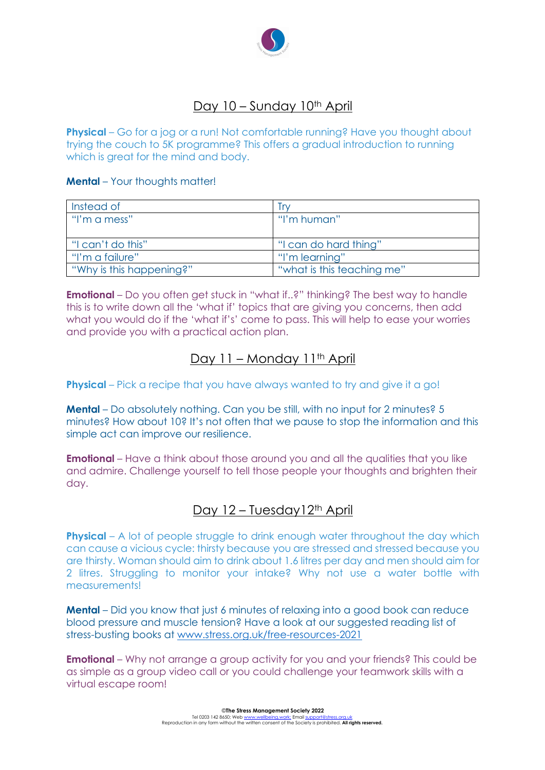## Day 10 – Sunday 10th April

**Physical** – Go for a jog or a run! Not comfortable running? Have you thought about trying the couch to 5K programme? This offers a gradual introduction to running which is great for the mind and body.

**Mental** – Your thoughts matter!

| Instead of | Try |
|---|---|
| "I'm a mess" | "I'm human" |
| "I can't do this" | "I can do hard thing" |
| "I'm a failure" | "I'm learning" |
| "Why is this happening?" | "what is this teaching me" |

**Emotional** – Do you often get stuck in "what if..?" thinking? The best way to handle this is to write down all the 'what if' topics that are giving you concerns, then add what you would do if the 'what if's' come to pass. This will help to ease your worries and provide you with a practical action plan.

## Day 11 – Monday 11th April

**Physical** – Pick a recipe that you have always wanted to try and give it a go!

**Mental** – Do absolutely nothing. Can you be still, with no input for 2 minutes? 5 minutes? How about 10? It's not often that we pause to stop the information and this simple act can improve our resilience.

**Emotional** – Have a think about those around you and all the qualities that you like and admire. Challenge yourself to tell those people your thoughts and brighten their day.

## Day 12 – Tuesday12th April

**Physical** – A lot of people struggle to drink enough water throughout the day which can cause a vicious cycle: thirsty because you are stressed and stressed because you are thirsty. Woman should aim to drink about 1.6 litres per day and men should aim for 2 litres. Struggling to monitor your intake? Why not use a water bottle with measurements!

**Mental** – Did you know that just 6 minutes of relaxing into a good book can reduce blood pressure and muscle tension? Have a look at our suggested reading list of stress-busting books at www.stress.org.uk/free-resources-2021

**Emotional** – Why not arrange a group activity for you and your friends? This could be as simple as a group video call or you could challenge your teamwork skills with a virtual escape room!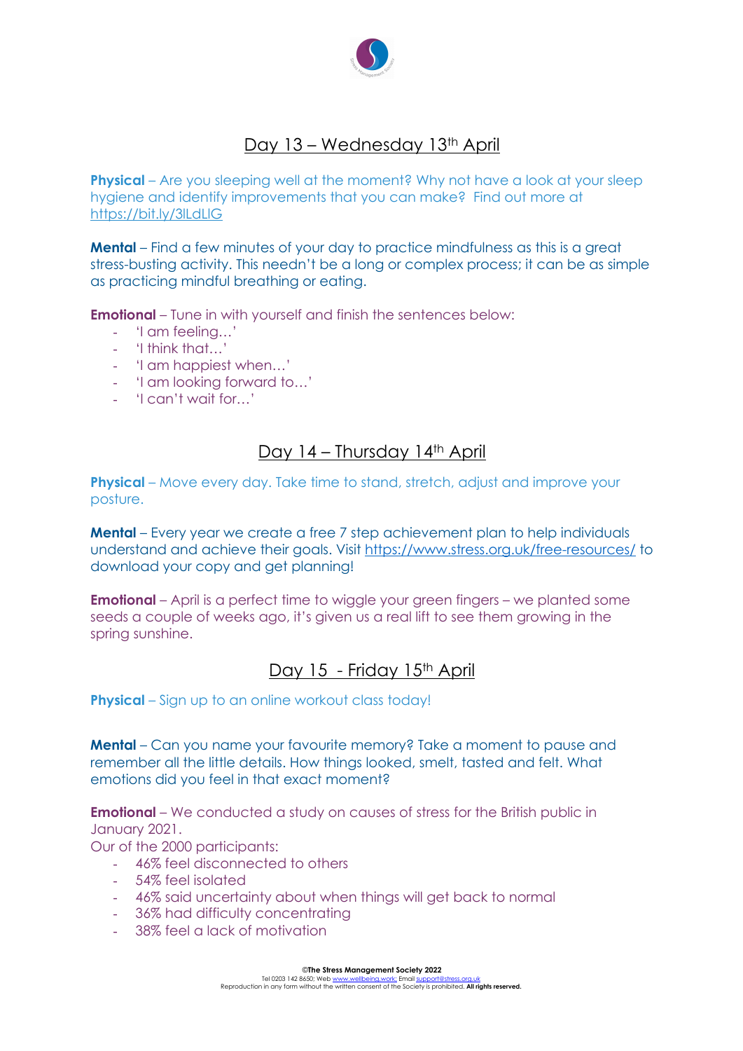## Day 13 – Wednesday 13th April

**Physical** – Are you sleeping well at the moment? Why not have a look at your sleep hygiene and identify improvements that you can make? Find out more at https://bit.ly/3lLdLlG

**Mental** – Find a few minutes of your day to practice mindfulness as this is a great stress-busting activity. This needn't be a long or complex process; it can be as simple as practicing mindful breathing or eating.

**Emotional** – Tune in with yourself and finish the sentences below:

- 'I am feeling…'
- 'I think that…'
- 'I am happiest when…'
- 'I am looking forward to…'
- 'I can't wait for…'

## Day 14 – Thursday 14th April

**Physical** – Move every day. Take time to stand, stretch, adjust and improve your posture.

**Mental** – Every year we create a free 7 step achievement plan to help individuals understand and achieve their goals. Visit https://www.stress.org.uk/free-resources/ to download your copy and get planning!

**Emotional** – April is a perfect time to wiggle your green fingers – we planted some seeds a couple of weeks ago, it's given us a real lift to see them growing in the spring sunshine.

## Day 15 - Friday 15th April

**Physical** – Sign up to an online workout class today!

**Mental** – Can you name your favourite memory? Take a moment to pause and remember all the little details. How things looked, smelt, tasted and felt. What emotions did you feel in that exact moment?

**Emotional** – We conducted a study on causes of stress for the British public in January 2021.

Our of the 2000 participants:

- 46% feel disconnected to others
- 54% feel isolated
- 46% said uncertainty about when things will get back to normal
- 36% had difficulty concentrating
- 38% feel a lack of motivation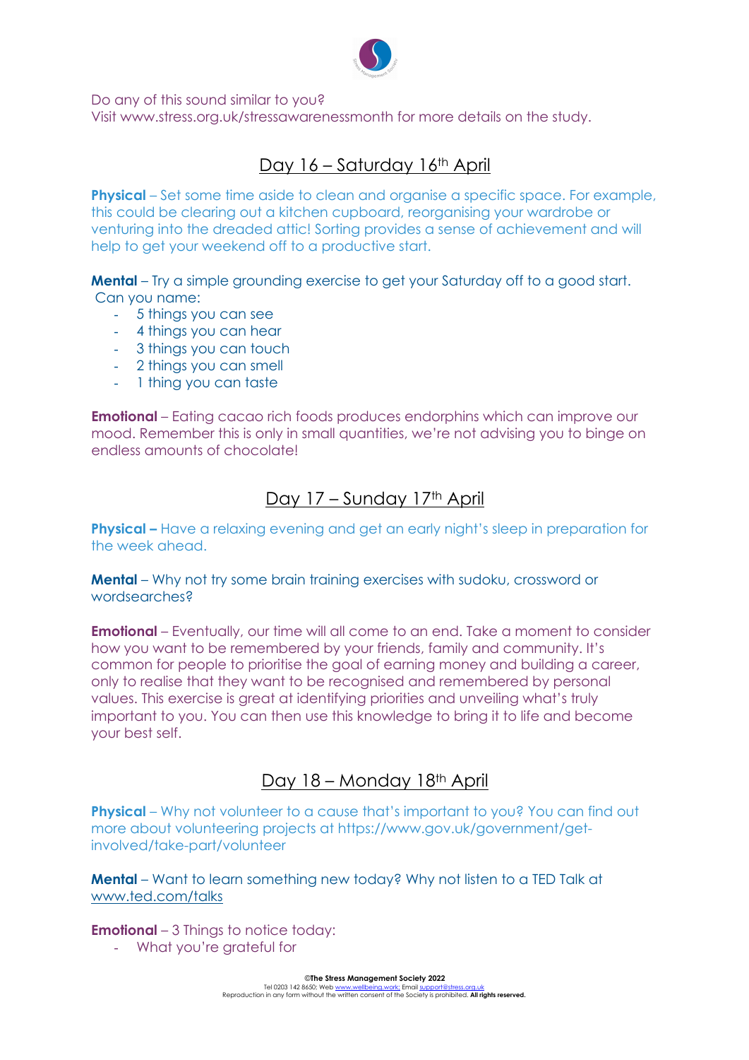Do any of this sound similar to you?
Visit www.stress.org.uk/stressawarenessmonth for more details on the study.

## Day 16 – Saturday 16th April

**Physical** – Set some time aside to clean and organise a specific space. For example, this could be clearing out a kitchen cupboard, reorganising your wardrobe or venturing into the dreaded attic! Sorting provides a sense of achievement and will help to get your weekend off to a productive start.

**Mental** – Try a simple grounding exercise to get your Saturday off to a good start. Can you name:

- 5 things you can see
- 4 things you can hear
- 3 things you can touch
- 2 things you can smell
- 1 thing you can taste

**Emotional** – Eating cacao rich foods produces endorphins which can improve our mood. Remember this is only in small quantities, we're not advising you to binge on endless amounts of chocolate!

## Day 17 – Sunday 17th April

**Physical –** Have a relaxing evening and get an early night's sleep in preparation for the week ahead.

**Mental** – Why not try some brain training exercises with sudoku, crossword or wordsearches?

**Emotional** – Eventually, our time will all come to an end. Take a moment to consider how you want to be remembered by your friends, family and community. It's common for people to prioritise the goal of earning money and building a career, only to realise that they want to be recognised and remembered by personal values. This exercise is great at identifying priorities and unveiling what's truly important to you. You can then use this knowledge to bring it to life and become your best self.

## Day 18 – Monday 18th April

**Physical** – Why not volunteer to a cause that's important to you? You can find out more about volunteering projects at https://www.gov.uk/government/get-involved/take-part/volunteer

**Mental** – Want to learn something new today? Why not listen to a TED Talk at www.ted.com/talks

**Emotional** – 3 Things to notice today:

- What you're grateful for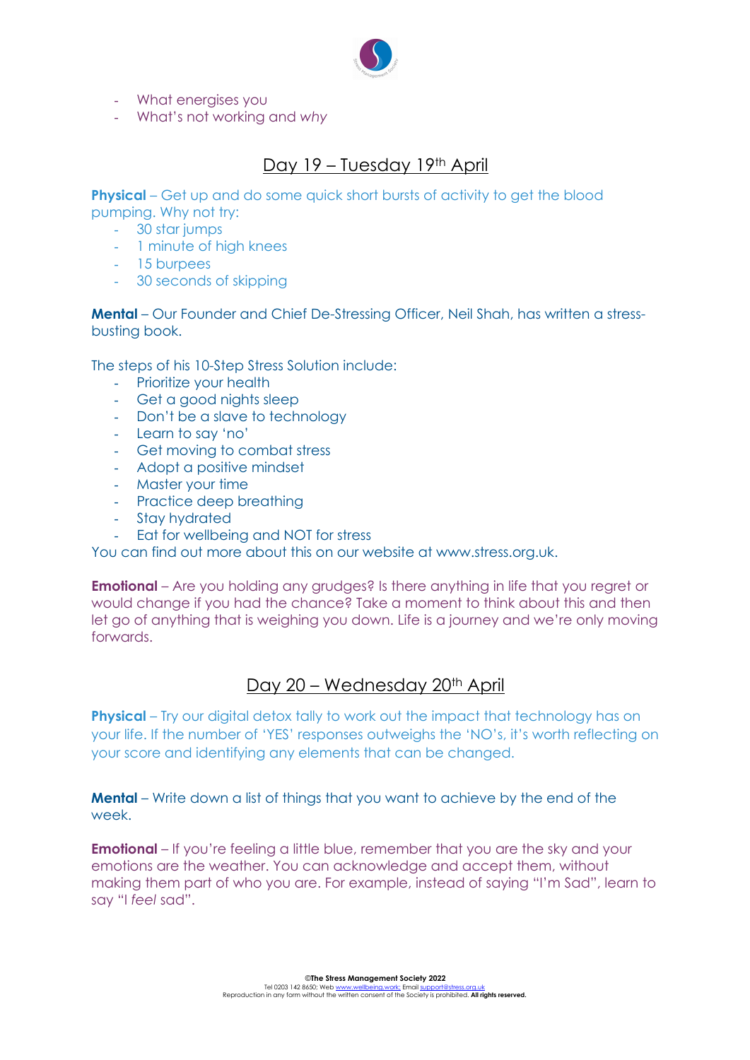- What energises you
- What's not working and *why*

## Day 19 – Tuesday 19th April

**Physical** – Get up and do some quick short bursts of activity to get the blood pumping. Why not try:

- 30 star jumps
- 1 minute of high knees
- 15 burpees
- 30 seconds of skipping

**Mental** – Our Founder and Chief De-Stressing Officer, Neil Shah, has written a stress-busting book.

The steps of his 10-Step Stress Solution include:

- Prioritize your health
- Get a good nights sleep
- Don't be a slave to technology
- Learn to say 'no'
- Get moving to combat stress
- Adopt a positive mindset
- Master your time
- Practice deep breathing
- Stay hydrated
- Eat for wellbeing and NOT for stress

You can find out more about this on our website at www.stress.org.uk.

**Emotional** – Are you holding any grudges? Is there anything in life that you regret or would change if you had the chance? Take a moment to think about this and then let go of anything that is weighing you down. Life is a journey and we're only moving forwards.

## Day 20 – Wednesday 20th April

**Physical** – Try our digital detox tally to work out the impact that technology has on your life. If the number of 'YES' responses outweighs the 'NO's, it's worth reflecting on your score and identifying any elements that can be changed.

**Mental** – Write down a list of things that you want to achieve by the end of the week.

**Emotional** – If you're feeling a little blue, remember that you are the sky and your emotions are the weather. You can acknowledge and accept them, without making them part of who you are. For example, instead of saying "I'm Sad", learn to say "I *feel* sad".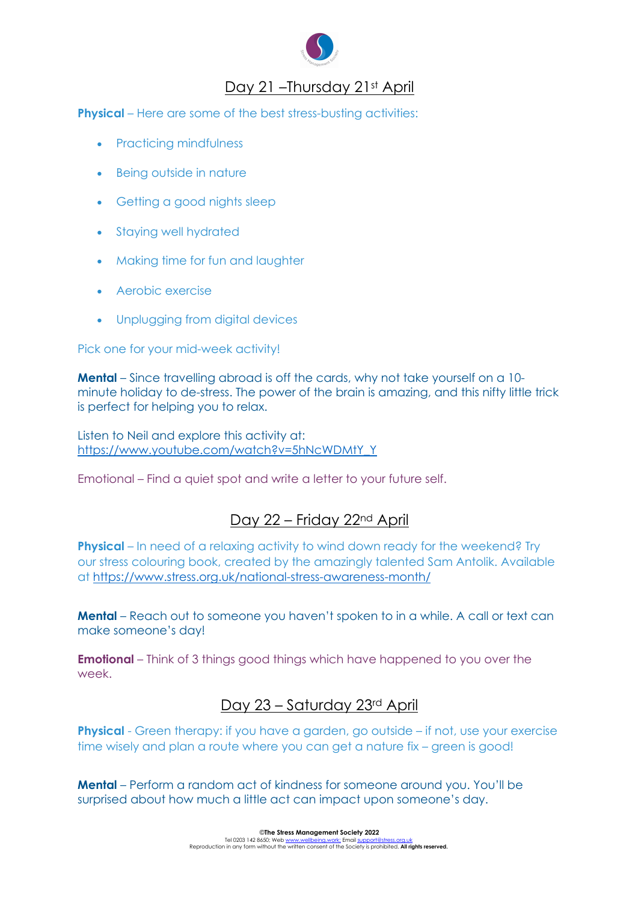## Day 21 –Thursday 21st April

**Physical** – Here are some of the best stress-busting activities:

- Practicing mindfulness
- Being outside in nature
- Getting a good nights sleep
- Staying well hydrated
- Making time for fun and laughter
- Aerobic exercise
- Unplugging from digital devices

Pick one for your mid-week activity!

**Mental** – Since travelling abroad is off the cards, why not take yourself on a 10-minute holiday to de-stress. The power of the brain is amazing, and this nifty little trick is perfect for helping you to relax.

Listen to Neil and explore this activity at: https://www.youtube.com/watch?v=5hNcWDMtY_Y

Emotional – Find a quiet spot and write a letter to your future self.

## Day 22 – Friday 22nd April

**Physical** – In need of a relaxing activity to wind down ready for the weekend? Try our stress colouring book, created by the amazingly talented Sam Antolik. Available at https://www.stress.org.uk/national-stress-awareness-month/

**Mental** – Reach out to someone you haven't spoken to in a while. A call or text can make someone's day!

**Emotional** – Think of 3 things good things which have happened to you over the week.

## Day 23 – Saturday 23rd April

**Physical** - Green therapy: if you have a garden, go outside – if not, use your exercise time wisely and plan a route where you can get a nature fix – green is good!

**Mental** – Perform a random act of kindness for someone around you. You'll be surprised about how much a little act can impact upon someone's day.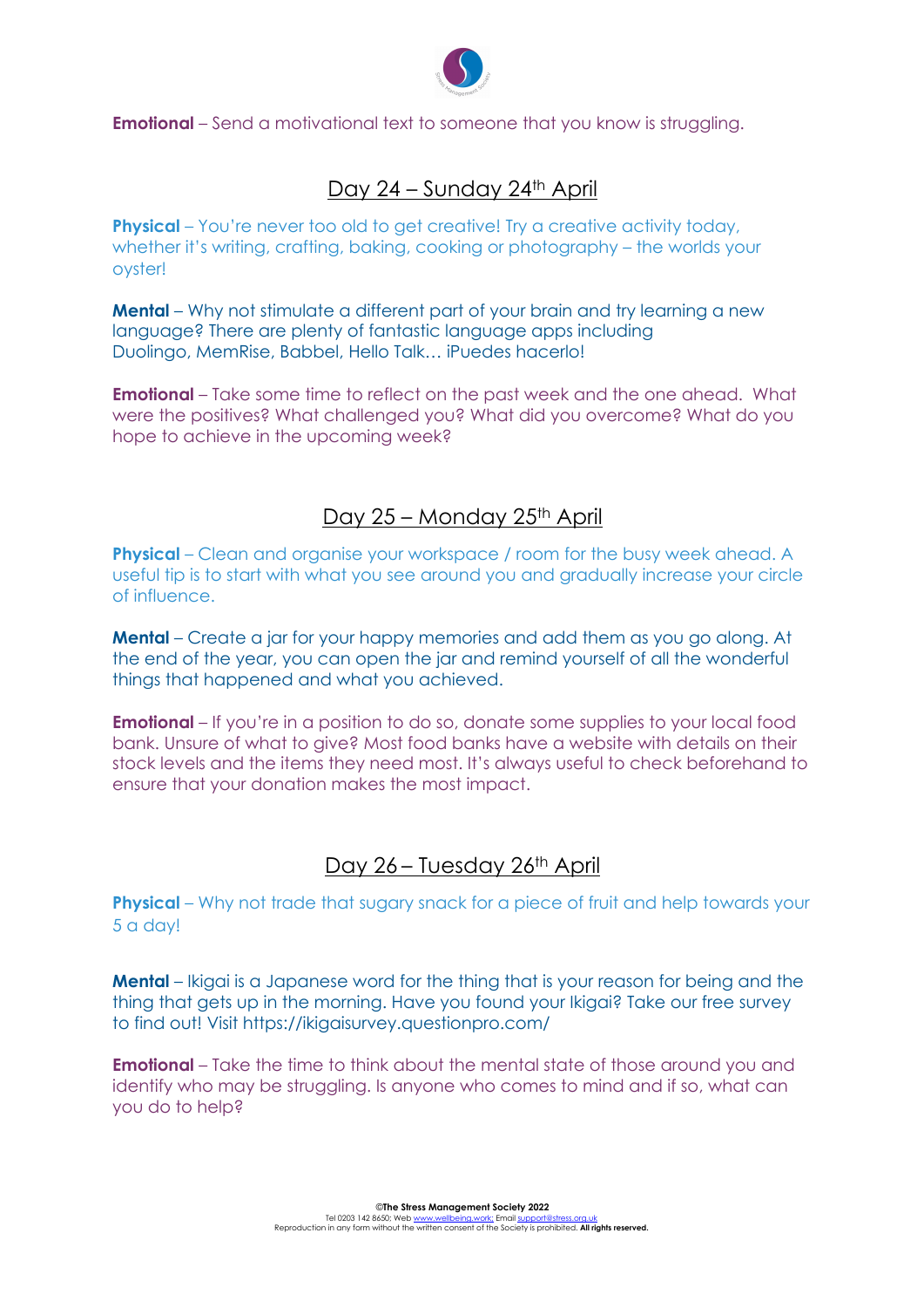**Emotional** – Send a motivational text to someone that you know is struggling.

## Day 24 – Sunday 24th April

**Physical** – You're never too old to get creative! Try a creative activity today, whether it's writing, crafting, baking, cooking or photography – the worlds your oyster!

**Mental** – Why not stimulate a different part of your brain and try learning a new language? There are plenty of fantastic language apps including Duolingo, MemRise, Babbel, Hello Talk… ¡Puedes hacerlo!

**Emotional** – Take some time to reflect on the past week and the one ahead. What were the positives? What challenged you? What did you overcome? What do you hope to achieve in the upcoming week?

## Day 25 – Monday 25th April

**Physical** – Clean and organise your workspace / room for the busy week ahead. A useful tip is to start with what you see around you and gradually increase your circle of influence.

**Mental** – Create a jar for your happy memories and add them as you go along. At the end of the year, you can open the jar and remind yourself of all the wonderful things that happened and what you achieved.

**Emotional** – If you're in a position to do so, donate some supplies to your local food bank. Unsure of what to give? Most food banks have a website with details on their stock levels and the items they need most. It's always useful to check beforehand to ensure that your donation makes the most impact.

## Day 26 – Tuesday 26th April

**Physical** – Why not trade that sugary snack for a piece of fruit and help towards your 5 a day!

**Mental** – Ikigai is a Japanese word for the thing that is your reason for being and the thing that gets up in the morning. Have you found your Ikigai? Take our free survey to find out! Visit https://ikigaisurvey.questionpro.com/

**Emotional** – Take the time to think about the mental state of those around you and identify who may be struggling. Is anyone who comes to mind and if so, what can you do to help?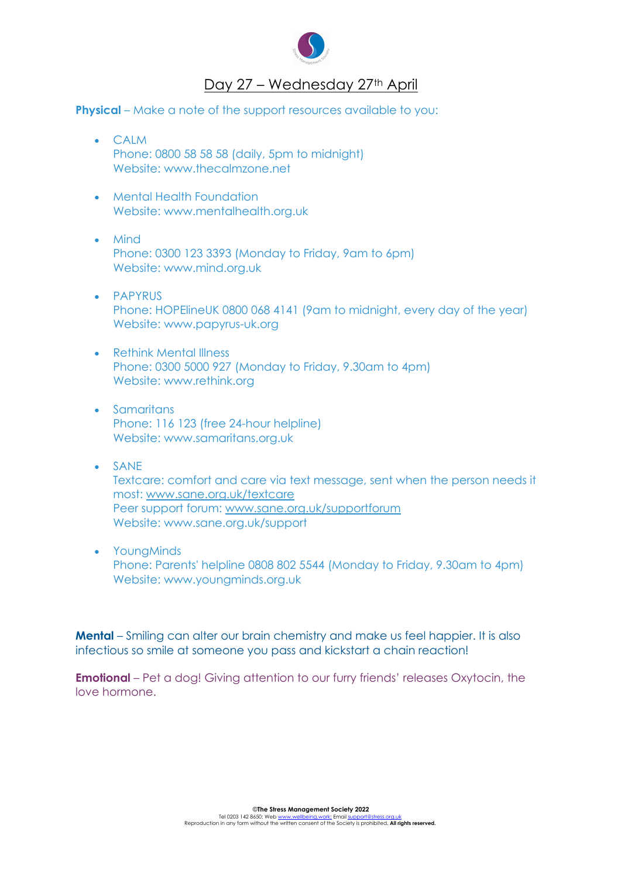# Day 27 – Wednesday 27th April

**Physical** – Make a note of the support resources available to you:

- CALM
  Phone: 0800 58 58 58 (daily, 5pm to midnight)
  Website: www.thecalmzone.net

- Mental Health Foundation
  Website: www.mentalhealth.org.uk

- Mind
  Phone: 0300 123 3393 (Monday to Friday, 9am to 6pm)
  Website: www.mind.org.uk

- PAPYRUS
  Phone: HOPElineUK 0800 068 4141 (9am to midnight, every day of the year)
  Website: www.papyrus-uk.org

- Rethink Mental Illness
  Phone: 0300 5000 927 (Monday to Friday, 9.30am to 4pm)
  Website: www.rethink.org

- Samaritans
  Phone: 116 123 (free 24-hour helpline)
  Website: www.samaritans.org.uk

- SANE
  Textcare: comfort and care via text message, sent when the person needs it most: www.sane.org.uk/textcare
  Peer support forum: www.sane.org.uk/supportforum
  Website: www.sane.org.uk/support

- YoungMinds
  Phone: Parents' helpline 0808 802 5544 (Monday to Friday, 9.30am to 4pm)
  Website: www.youngminds.org.uk

**Mental** – Smiling can alter our brain chemistry and make us feel happier. It is also infectious so smile at someone you pass and kickstart a chain reaction!

**Emotional** – Pet a dog! Giving attention to our furry friends' releases Oxytocin, the love hormone.

©The Stress Management Society 2022
Tel 0203 142 8650: Web www.wellbeing.work: Email support@stress.org.uk
Reproduction in any form without the written consent of the Society is prohibited. **All rights reserved.**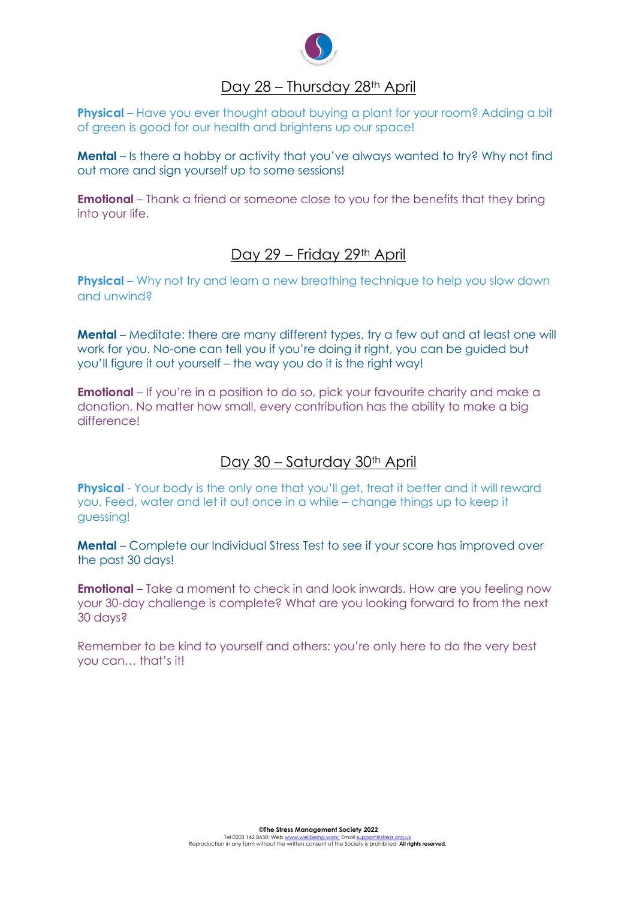## Day 28 – Thursday 28th April

**Physical** – Have you ever thought about buying a plant for your room? Adding a bit of green is good for our health and brightens up our space!

**Mental** – Is there a hobby or activity that you've always wanted to try? Why not find out more and sign yourself up to some sessions!

**Emotional** – Thank a friend or someone close to you for the benefits that they bring into your life.

## Day 29 – Friday 29th April

**Physical** – Why not try and learn a new breathing technique to help you slow down and unwind?

**Mental** – Meditate: there are many different types, try a few out and at least one will work for you. No-one can tell you if you're doing it right, you can be guided but you'll figure it out yourself – the way you do it is the right way!

**Emotional** – If you're in a position to do so, pick your favourite charity and make a donation. No matter how small, every contribution has the ability to make a big difference!

## Day 30 – Saturday 30th April

**Physical** - Your body is the only one that you'll get, treat it better and it will reward you. Feed, water and let it out once in a while – change things up to keep it guessing!

**Mental** – Complete our Individual Stress Test to see if your score has improved over the past 30 days!

**Emotional** – Take a moment to check in and look inwards. How are you feeling now your 30-day challenge is complete? What are you looking forward to from the next 30 days?

Remember to be kind to yourself and others: you're only here to do the very best you can… that's it!

**©The Stress Management Society 2022**
Tel 0203 142 8650; Web www.wellbeing.work; Email support@stress.org.uk
Reproduction in any form without the written consent of the Society is prohibited. **All rights reserved.**